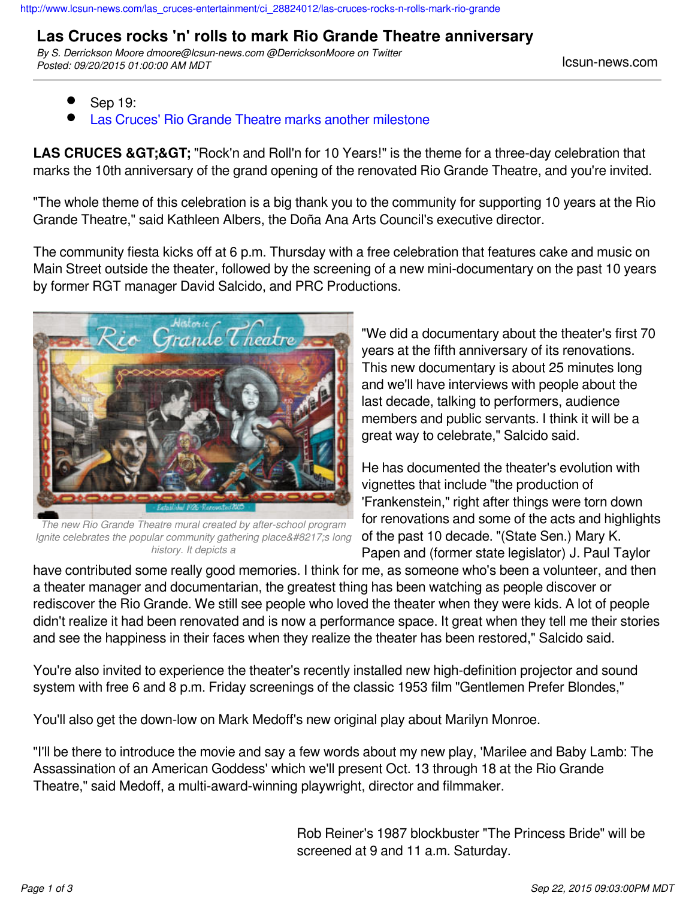http://www.lcsun-news.com/las_cruces-entertainment/ci_28824012/las-cruces-rocks-n-rolls-mark-rio-grande

# Las Cruces rocks 'n' rolls to mark Rio Grande Theatre anniversary

*By S. Derrickson Moore dmoore@lcsun-news.com @DerricksonMoore on Twitter*
*Posted: 09/20/2015 01:00:00 AM MDT*

lcsun-news.com

- Sep 19:
- Las Cruces' Rio Grande Theatre marks another milestone

**LAS CRUCES &GT;&GT;** "Rock'n and Roll'n for 10 Years!" is the theme for a three-day celebration that marks the 10th anniversary of the grand opening of the renovated Rio Grande Theatre, and you're invited.

"The whole theme of this celebration is a big thank you to the community for supporting 10 years at the Rio Grande Theatre," said Kathleen Albers, the Doña Ana Arts Council's executive director.

The community fiesta kicks off at 6 p.m. Thursday with a free celebration that features cake and music on Main Street outside the theater, followed by the screening of a new mini-documentary on the past 10 years by former RGT manager David Salcido, and PRC Productions.

*The new Rio Grande Theatre mural created by after-school program Ignite celebrates the popular community gathering place&#8217;s long history. It depicts a*

"We did a documentary about the theater's first 70 years at the fifth anniversary of its renovations. This new documentary is about 25 minutes long and we'll have interviews with people about the last decade, talking to performers, audience members and public servants. I think it will be a great way to celebrate," Salcido said.

He has documented the theater's evolution with vignettes that include "the production of 'Frankenstein,' right after things were torn down for renovations and some of the acts and highlights of the past 10 decade. "(State Sen.) Mary K. Papen and (former state legislator) J. Paul Taylor have contributed some really good memories. I think for me, as someone who's been a volunteer, and then a theater manager and documentarian, the greatest thing has been watching as people discover or rediscover the Rio Grande. We still see people who loved the theater when they were kids. A lot of people didn't realize it had been renovated and is now a performance space. It great when they tell me their stories and see the happiness in their faces when they realize the theater has been restored," Salcido said.

You're also invited to experience the theater's recently installed new high-definition projector and sound system with free 6 and 8 p.m. Friday screenings of the classic 1953 film "Gentlemen Prefer Blondes,"

You'll also get the down-low on Mark Medoff's new original play about Marilyn Monroe.

"I'll be there to introduce the movie and say a few words about my new play, 'Marilee and Baby Lamb: The Assassination of an American Goddess' which we'll present Oct. 13 through 18 at the Rio Grande Theatre," said Medoff, a multi-award-winning playwright, director and filmmaker.

Rob Reiner's 1987 blockbuster "The Princess Bride" will be screened at 9 and 11 a.m. Saturday.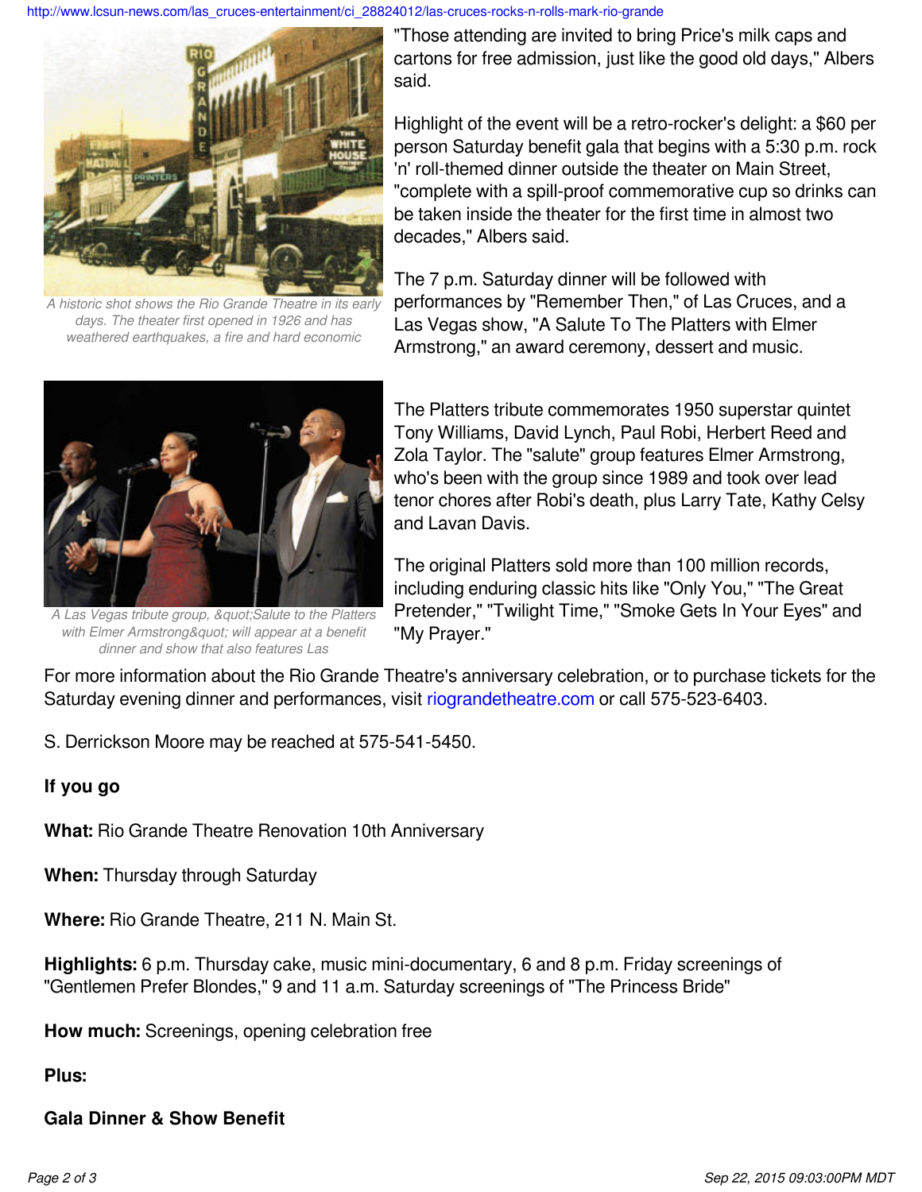"Those attending are invited to bring Price's milk caps and cartons for free admission, just like the good old days," Albers said.

A historic shot shows the Rio Grande Theatre in its early days. The theater first opened in 1926 and has weathered earthquakes, a fire and hard economic

Highlight of the event will be a retro-rocker's delight: a $60 per person Saturday benefit gala that begins with a 5:30 p.m. rock 'n' roll-themed dinner outside the theater on Main Street, "complete with a spill-proof commemorative cup so drinks can be taken inside the theater for the first time in almost two decades," Albers said.

The 7 p.m. Saturday dinner will be followed with performances by "Remember Then," of Las Cruces, and a Las Vegas show, "A Salute To The Platters with Elmer Armstrong," an award ceremony, dessert and music.

A Las Vegas tribute group, &quot;Salute to the Platters with Elmer Armstrong&quot; will appear at a benefit dinner and show that also features Las

The Platters tribute commemorates 1950 superstar quintet Tony Williams, David Lynch, Paul Robi, Herbert Reed and Zola Taylor. The "salute" group features Elmer Armstrong, who's been with the group since 1989 and took over lead tenor chores after Robi's death, plus Larry Tate, Kathy Celsy and Lavan Davis.

The original Platters sold more than 100 million records, including enduring classic hits like "Only You," "The Great Pretender," "Twilight Time," "Smoke Gets In Your Eyes" and "My Prayer."

For more information about the Rio Grande Theatre's anniversary celebration, or to purchase tickets for the Saturday evening dinner and performances, visit riograndetheatre.com or call 575-523-6403.

S. Derrickson Moore may be reached at 575-541-5450.

**If you go**

**What:** Rio Grande Theatre Renovation 10th Anniversary

**When:** Thursday through Saturday

**Where:** Rio Grande Theatre, 211 N. Main St.

**Highlights:** 6 p.m. Thursday cake, music mini-documentary, 6 and 8 p.m. Friday screenings of "Gentlemen Prefer Blondes," 9 and 11 a.m. Saturday screenings of "The Princess Bride"

**How much:** Screenings, opening celebration free

**Plus:**

**Gala Dinner & Show Benefit**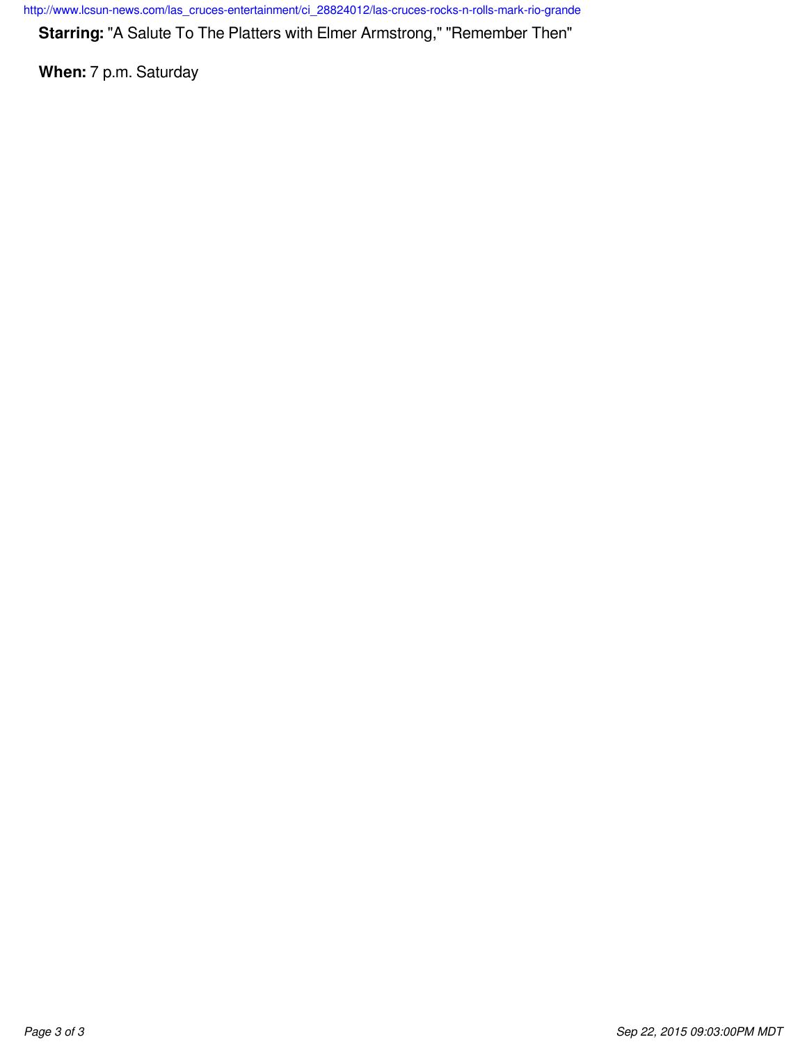**Starring:** "A Salute To The Platters with Elmer Armstrong," "Remember Then"

**When:** 7 p.m. Saturday